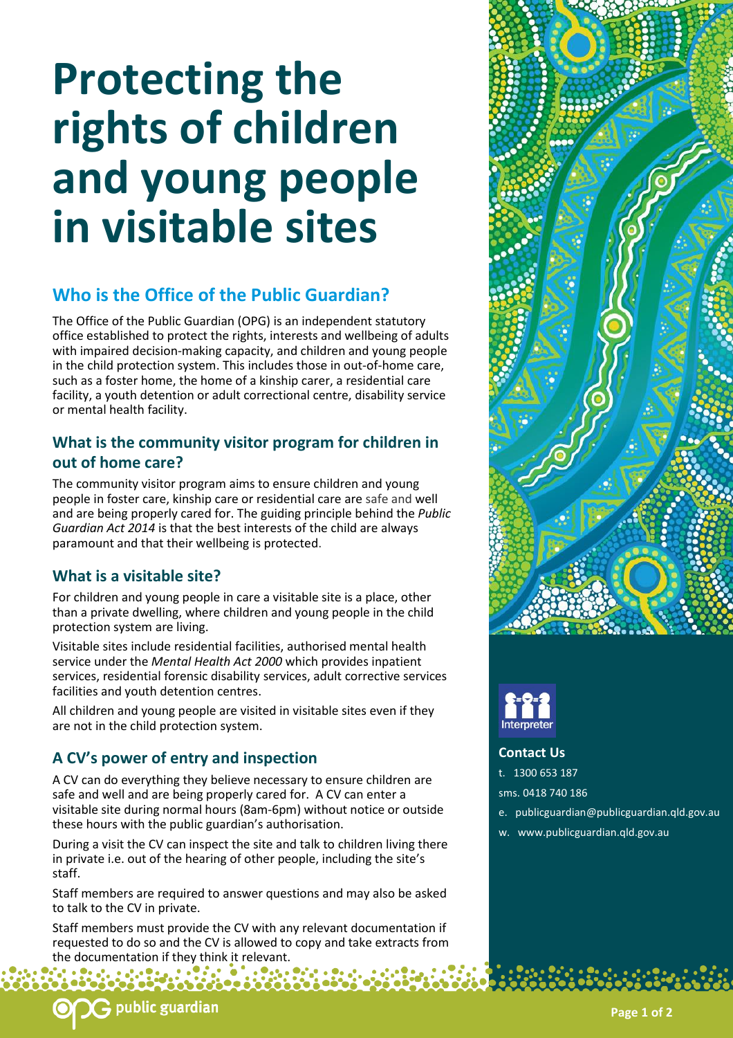# Protecting the rights of children and young people in visitable sites

## Who is the Office of the Public Guardian?

The Office of the Public Guardian (OPG) is an independent statutory office established to protect the rights, interests and wellbeing of adults with impaired decision-making capacity, and children and young people in the child protection system. This includes those in out-of-home care, such as a foster home, the home of a kinship carer, a residential care facility, a youth detention or adult correctional centre, disability service or mental health facility.

### What is the community visitor program for children in out of home care?

The community visitor program aims to ensure children and young people in foster care, kinship care or residential care are safe and well and are being properly cared for. The guiding principle behind the *Public Guardian Act 2014* is that the best interests of the child are always paramount and that their wellbeing is protected.

### What is a visitable site?

For children and young people in care a visitable site is a place, other than a private dwelling, where children and young people in the child protection system are living.

Visitable sites include residential facilities, authorised mental health service under the *Mental Health Act 2000* which provides inpatient services, residential forensic disability services, adult corrective services facilities and youth detention centres.

All children and young people are visited in visitable sites even if they are not in the child protection system.

## A CV's power of entry and inspection

A CV can do everything they believe necessary to ensure children are safe and well and are being properly cared for. A CV can enter a visitable site during normal hours (8am-6pm) without notice or outside these hours with the public guardian's authorisation.

During a visit the CV can inspect the site and talk to children living there in private i.e. out of the hearing of other people, including the site's staff.

Staff members are required to answer questions and may also be asked to talk to the CV in private.

Staff members must provide the CV with any relevant documentation if requested to do so and the CV is allowed to copy and take extracts from the documentation if they think it relevant.

Interpreter

**Contact Us**

t. 1300 653 187

sms. 0418 740 186

e. publicguardian@publicguardian.qld.gov.au

w. www.publicguardian.qld.gov.au

opg public guardian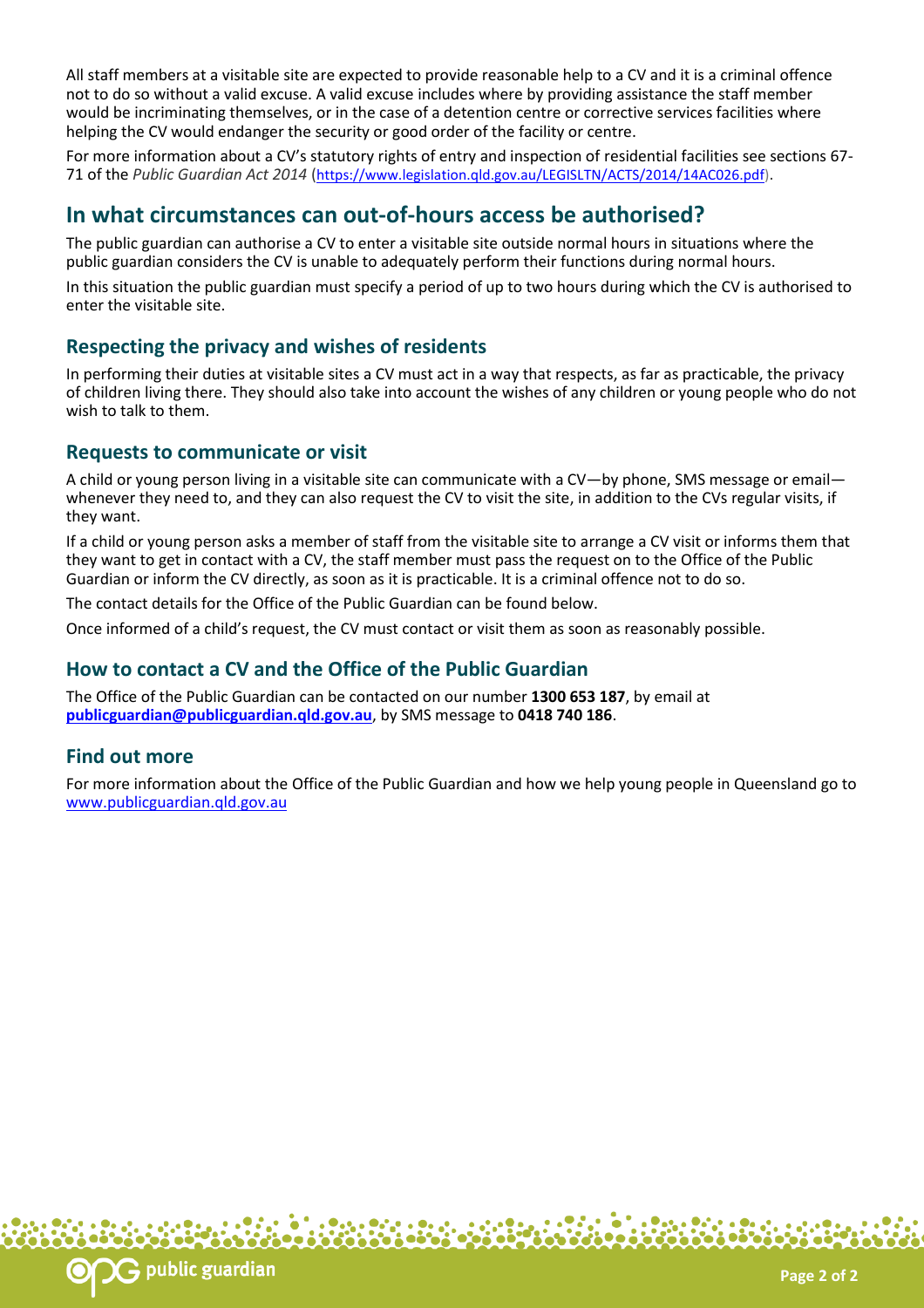All staff members at a visitable site are expected to provide reasonable help to a CV and it is a criminal offence not to do so without a valid excuse. A valid excuse includes where by providing assistance the staff member would be incriminating themselves, or in the case of a detention centre or corrective services facilities where helping the CV would endanger the security or good order of the facility or centre.

For more information about a CV's statutory rights of entry and inspection of residential facilities see sections 67-71 of the *Public Guardian Act 2014* (https://www.legislation.qld.gov.au/LEGISLTN/ACTS/2014/14AC026.pdf).

## In what circumstances can out-of-hours access be authorised?

The public guardian can authorise a CV to enter a visitable site outside normal hours in situations where the public guardian considers the CV is unable to adequately perform their functions during normal hours.

In this situation the public guardian must specify a period of up to two hours during which the CV is authorised to enter the visitable site.

### Respecting the privacy and wishes of residents

In performing their duties at visitable sites a CV must act in a way that respects, as far as practicable, the privacy of children living there. They should also take into account the wishes of any children or young people who do not wish to talk to them.

### Requests to communicate or visit

A child or young person living in a visitable site can communicate with a CV—by phone, SMS message or email—whenever they need to, and they can also request the CV to visit the site, in addition to the CVs regular visits, if they want.

If a child or young person asks a member of staff from the visitable site to arrange a CV visit or informs them that they want to get in contact with a CV, the staff member must pass the request on to the Office of the Public Guardian or inform the CV directly, as soon as it is practicable. It is a criminal offence not to do so.

The contact details for the Office of the Public Guardian can be found below.

Once informed of a child's request, the CV must contact or visit them as soon as reasonably possible.

### How to contact a CV and the Office of the Public Guardian

The Office of the Public Guardian can be contacted on our number **1300 653 187**, by email at **publicguardian@publicguardian.qld.gov.au**, by SMS message to **0418 740 186**.

### Find out more

For more information about the Office of the Public Guardian and how we help young people in Queensland go to www.publicguardian.qld.gov.au